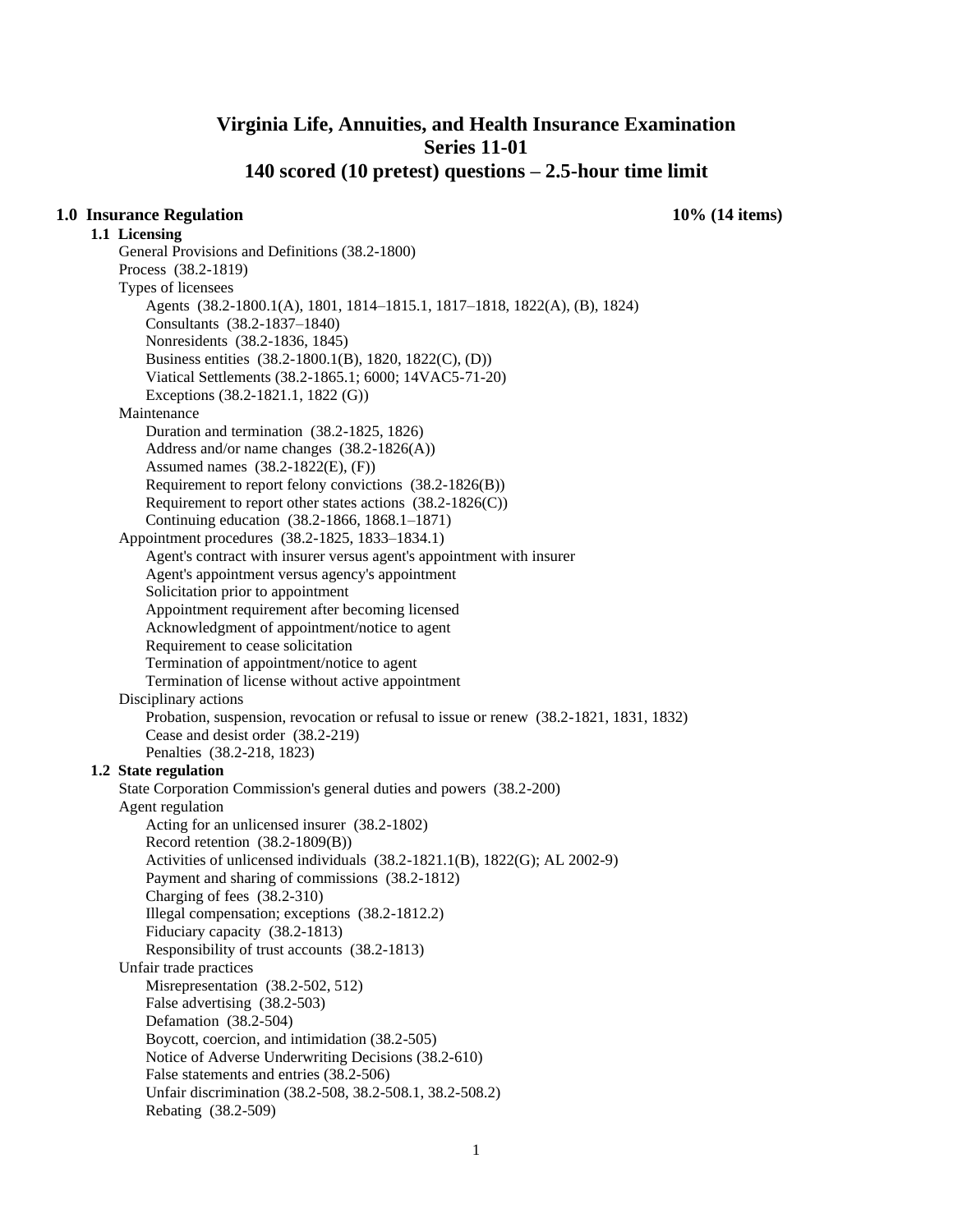# Virginia Life, Annuities, and Health Insurance Examination
# Series 11-01
# 140 scored (10 pretest) questions – 2.5-hour time limit

## 1.0 Insurance Regulation — 10% (14 items)

### 1.1 Licensing

- General Provisions and Definitions (38.2-1800)
- Process (38.2-1819)
- Types of licensees
  - Agents (38.2-1800.1(A), 1801, 1814–1815.1, 1817–1818, 1822(A), (B), 1824)
  - Consultants (38.2-1837–1840)
  - Nonresidents (38.2-1836, 1845)
  - Business entities (38.2-1800.1(B), 1820, 1822(C), (D))
  - Viatical Settlements (38.2-1865.1; 6000; 14VAC5-71-20)
  - Exceptions (38.2-1821.1, 1822 (G))
- Maintenance
  - Duration and termination (38.2-1825, 1826)
  - Address and/or name changes (38.2-1826(A))
  - Assumed names (38.2-1822(E), (F))
  - Requirement to report felony convictions (38.2-1826(B))
  - Requirement to report other states actions (38.2-1826(C))
  - Continuing education (38.2-1866, 1868.1–1871)
- Appointment procedures (38.2-1825, 1833–1834.1)
  - Agent's contract with insurer versus agent's appointment with insurer
  - Agent's appointment versus agency's appointment
  - Solicitation prior to appointment
  - Appointment requirement after becoming licensed
  - Acknowledgment of appointment/notice to agent
  - Requirement to cease solicitation
  - Termination of appointment/notice to agent
  - Termination of license without active appointment
- Disciplinary actions
  - Probation, suspension, revocation or refusal to issue or renew (38.2-1821, 1831, 1832)
  - Cease and desist order (38.2-219)
  - Penalties (38.2-218, 1823)

### 1.2 State regulation

- State Corporation Commission's general duties and powers (38.2-200)
- Agent regulation
  - Acting for an unlicensed insurer (38.2-1802)
  - Record retention (38.2-1809(B))
  - Activities of unlicensed individuals (38.2-1821.1(B), 1822(G); AL 2002-9)
  - Payment and sharing of commissions (38.2-1812)
  - Charging of fees (38.2-310)
  - Illegal compensation; exceptions (38.2-1812.2)
  - Fiduciary capacity (38.2-1813)
  - Responsibility of trust accounts (38.2-1813)
- Unfair trade practices
  - Misrepresentation (38.2-502, 512)
  - False advertising (38.2-503)
  - Defamation (38.2-504)
  - Boycott, coercion, and intimidation (38.2-505)
  - Notice of Adverse Underwriting Decisions (38.2-610)
  - False statements and entries (38.2-506)
  - Unfair discrimination (38.2-508, 38.2-508.1, 38.2-508.2)
  - Rebating (38.2-509)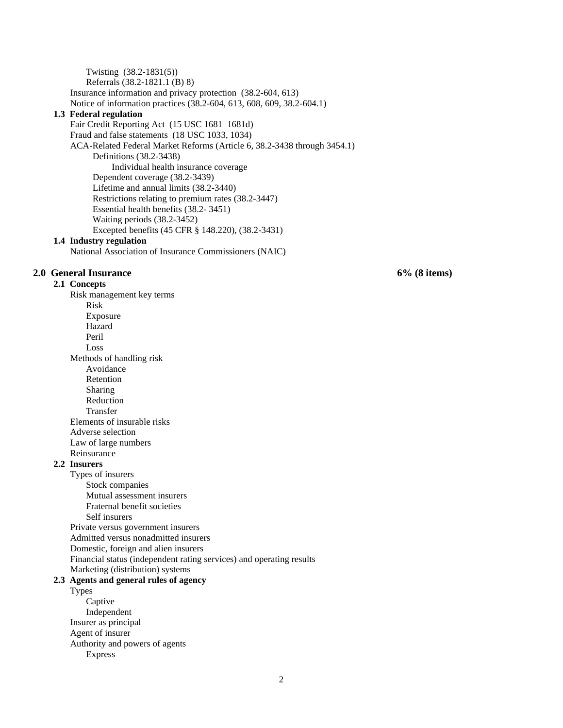- Twisting (38.2-1831(5))
- Referrals (38.2-1821.1 (B) 8)

Insurance information and privacy protection (38.2-604, 613)

Notice of information practices (38.2-604, 613, 608, 609, 38.2-604.1)

### 1.3 Federal regulation

Fair Credit Reporting Act (15 USC 1681–1681d)

Fraud and false statements (18 USC 1033, 1034)

ACA-Related Federal Market Reforms (Article 6, 38.2-3438 through 3454.1)

- Definitions (38.2-3438)
  - Individual health insurance coverage
- Dependent coverage (38.2-3439)
- Lifetime and annual limits (38.2-3440)
- Restrictions relating to premium rates (38.2-3447)
- Essential health benefits (38.2- 3451)
- Waiting periods (38.2-3452)
- Excepted benefits (45 CFR § 148.220), (38.2-3431)

### 1.4 Industry regulation

National Association of Insurance Commissioners (NAIC)

## 2.0 General Insurance — 6% (8 items)

### 2.1 Concepts

Risk management key terms

- Risk
- Exposure
- Hazard
- Peril
- Loss

Methods of handling risk

- Avoidance
- Retention
- Sharing
- Reduction
- Transfer

Elements of insurable risks

Adverse selection

Law of large numbers

Reinsurance

### 2.2 Insurers

Types of insurers

- Stock companies
- Mutual assessment insurers
- Fraternal benefit societies
- Self insurers

Private versus government insurers

Admitted versus nonadmitted insurers

Domestic, foreign and alien insurers

Financial status (independent rating services) and operating results

Marketing (distribution) systems

### 2.3 Agents and general rules of agency

Types

- Captive
- Independent

Insurer as principal

Agent of insurer

Authority and powers of agents

- Express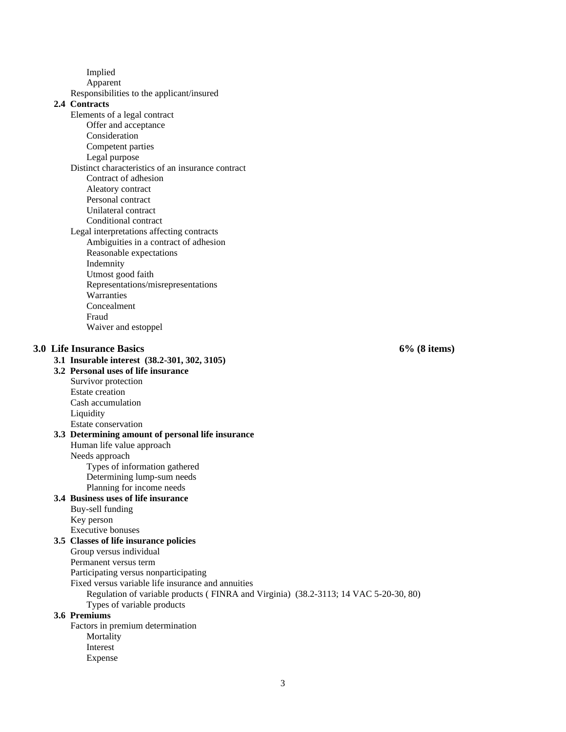- Implied
- Apparent

Responsibilities to the applicant/insured

**2.4 Contracts**

Elements of a legal contract
- Offer and acceptance
- Consideration
- Competent parties
- Legal purpose

Distinct characteristics of an insurance contract
- Contract of adhesion
- Aleatory contract
- Personal contract
- Unilateral contract
- Conditional contract

Legal interpretations affecting contracts
- Ambiguities in a contract of adhesion
- Reasonable expectations
- Indemnity
- Utmost good faith
- Representations/misrepresentations
- Warranties
- Concealment
- Fraud
- Waiver and estoppel

## 3.0 Life Insurance Basics — 6% (8 items)

**3.1 Insurable interest (38.2-301, 302, 3105)**

**3.2 Personal uses of life insurance**

Survivor protection
Estate creation
Cash accumulation
Liquidity
Estate conservation

**3.3 Determining amount of personal life insurance**

Human life value approach
Needs approach
- Types of information gathered
- Determining lump-sum needs
- Planning for income needs

**3.4 Business uses of life insurance**

Buy-sell funding
Key person
Executive bonuses

**3.5 Classes of life insurance policies**

Group versus individual
Permanent versus term
Participating versus nonparticipating
Fixed versus variable life insurance and annuities
- Regulation of variable products ( FINRA and Virginia) (38.2-3113; 14 VAC 5-20-30, 80)
- Types of variable products

**3.6 Premiums**

Factors in premium determination
- Mortality
- Interest
- Expense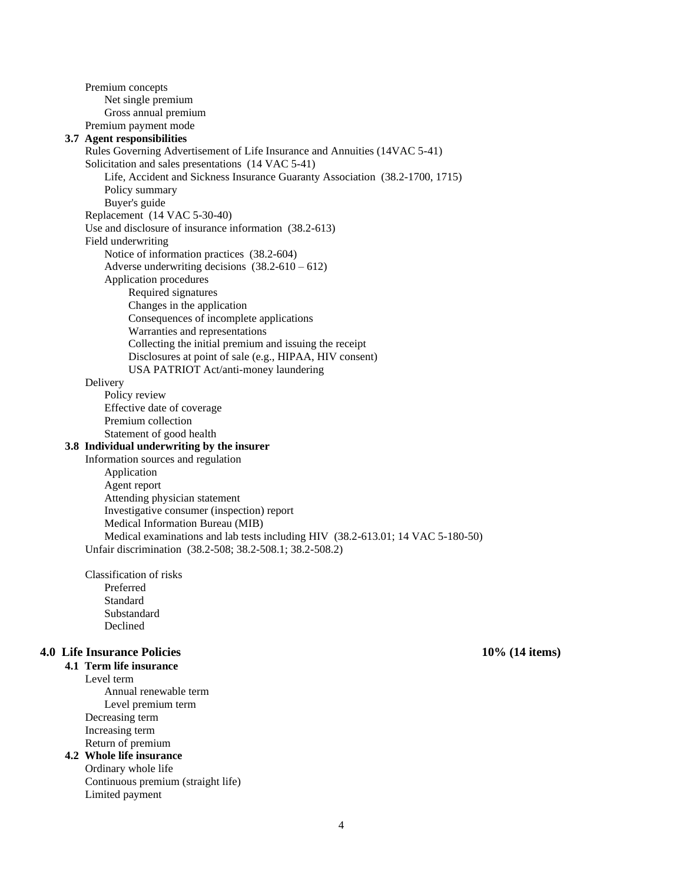- Premium concepts
    - Net single premium
    - Gross annual premium
- Premium payment mode

**3.7 Agent responsibilities**

- Rules Governing Advertisement of Life Insurance and Annuities (14VAC 5-41)
- Solicitation and sales presentations (14 VAC 5-41)
    - Life, Accident and Sickness Insurance Guaranty Association (38.2-1700, 1715)
    - Policy summary
    - Buyer's guide
- Replacement (14 VAC 5-30-40)
- Use and disclosure of insurance information (38.2-613)
- Field underwriting
    - Notice of information practices (38.2-604)
    - Adverse underwriting decisions (38.2-610 – 612)
    - Application procedures
        - Required signatures
        - Changes in the application
        - Consequences of incomplete applications
        - Warranties and representations
        - Collecting the initial premium and issuing the receipt
        - Disclosures at point of sale (e.g., HIPAA, HIV consent)
        - USA PATRIOT Act/anti-money laundering
- Delivery
    - Policy review
    - Effective date of coverage
    - Premium collection
    - Statement of good health

**3.8 Individual underwriting by the insurer**

- Information sources and regulation
    - Application
    - Agent report
    - Attending physician statement
    - Investigative consumer (inspection) report
    - Medical Information Bureau (MIB)
    - Medical examinations and lab tests including HIV (38.2-613.01; 14 VAC 5-180-50)
- Unfair discrimination (38.2-508; 38.2-508.1; 38.2-508.2)

- Classification of risks
    - Preferred
    - Standard
    - Substandard
    - Declined

## 4.0 Life Insurance Policies — 10% (14 items)

**4.1 Term life insurance**

- Level term
    - Annual renewable term
    - Level premium term
- Decreasing term
- Increasing term
- Return of premium

**4.2 Whole life insurance**

- Ordinary whole life
- Continuous premium (straight life)
- Limited payment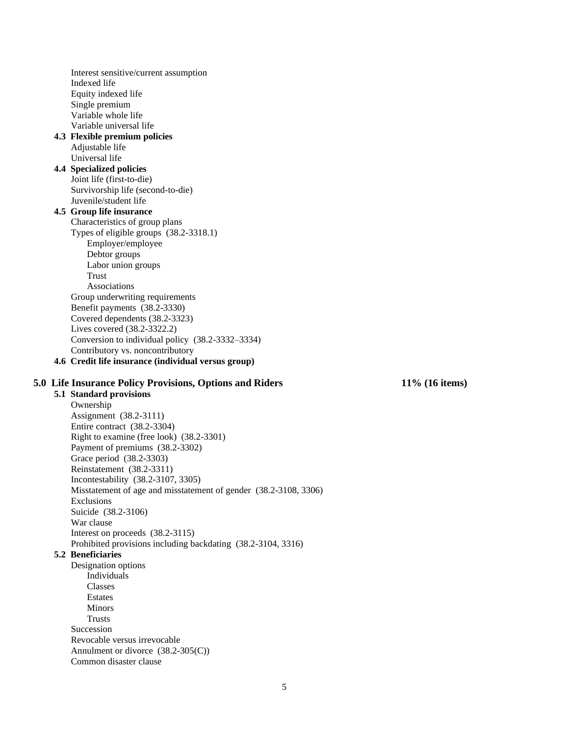- Interest sensitive/current assumption
- Indexed life
- Equity indexed life
- Single premium
- Variable whole life
- Variable universal life

**4.3 Flexible premium policies**

- Adjustable life
- Universal life

**4.4 Specialized policies**

- Joint life (first-to-die)
- Survivorship life (second-to-die)
- Juvenile/student life

**4.5 Group life insurance**

- Characteristics of group plans
- Types of eligible groups (38.2-3318.1)
  - Employer/employee
  - Debtor groups
  - Labor union groups
  - Trust
  - Associations
- Group underwriting requirements
- Benefit payments (38.2-3330)
- Covered dependents (38.2-3323)
- Lives covered (38.2-3322.2)
- Conversion to individual policy (38.2-3332–3334)
- Contributory vs. noncontributory

**4.6 Credit life insurance (individual versus group)**

## 5.0 Life Insurance Policy Provisions, Options and Riders — 11% (16 items)

**5.1 Standard provisions**

- Ownership
- Assignment (38.2-3111)
- Entire contract (38.2-3304)
- Right to examine (free look) (38.2-3301)
- Payment of premiums (38.2-3302)
- Grace period (38.2-3303)
- Reinstatement (38.2-3311)
- Incontestability (38.2-3107, 3305)
- Misstatement of age and misstatement of gender (38.2-3108, 3306)
- Exclusions
- Suicide (38.2-3106)
- War clause
- Interest on proceeds (38.2-3115)
- Prohibited provisions including backdating (38.2-3104, 3316)

**5.2 Beneficiaries**

- Designation options
  - Individuals
  - Classes
  - Estates
  - Minors
  - Trusts
- Succession
- Revocable versus irrevocable
- Annulment or divorce (38.2-305(C))
- Common disaster clause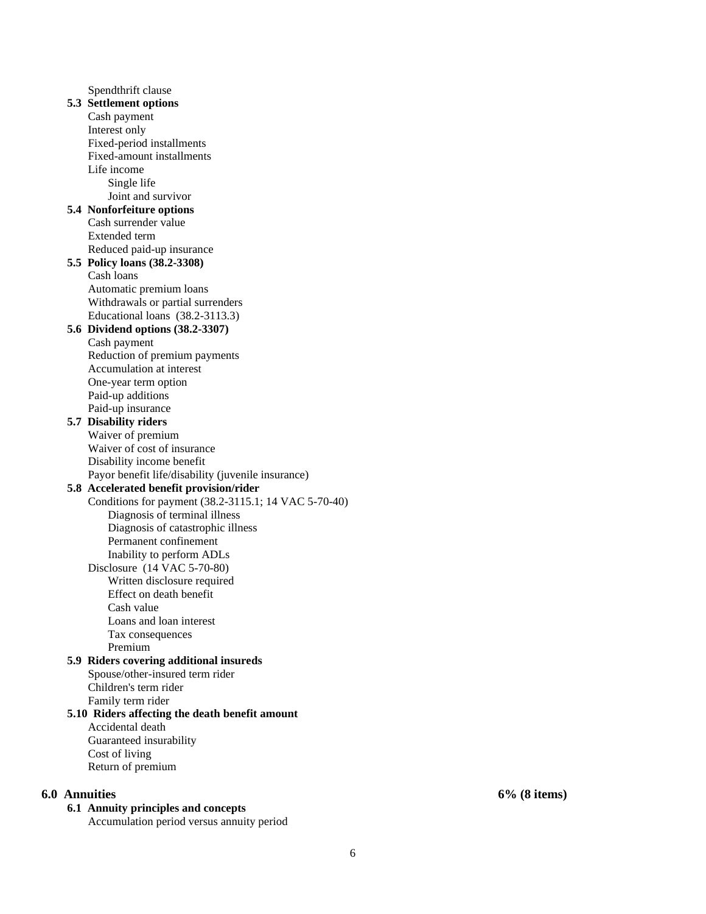- Spendthrift clause

**5.3 Settlement options**

- Cash payment
- Interest only
- Fixed-period installments
- Fixed-amount installments
- Life income
  - Single life
  - Joint and survivor

**5.4 Nonforfeiture options**

- Cash surrender value
- Extended term
- Reduced paid-up insurance

**5.5 Policy loans (38.2-3308)**

- Cash loans
- Automatic premium loans
- Withdrawals or partial surrenders
- Educational loans (38.2-3113.3)

**5.6 Dividend options (38.2-3307)**

- Cash payment
- Reduction of premium payments
- Accumulation at interest
- One-year term option
- Paid-up additions
- Paid-up insurance

**5.7 Disability riders**

- Waiver of premium
- Waiver of cost of insurance
- Disability income benefit
- Payor benefit life/disability (juvenile insurance)

**5.8 Accelerated benefit provision/rider**

- Conditions for payment (38.2-3115.1; 14 VAC 5-70-40)
  - Diagnosis of terminal illness
  - Diagnosis of catastrophic illness
  - Permanent confinement
  - Inability to perform ADLs
- Disclosure (14 VAC 5-70-80)
  - Written disclosure required
  - Effect on death benefit
  - Cash value
  - Loans and loan interest
  - Tax consequences
  - Premium

**5.9 Riders covering additional insureds**

- Spouse/other-insured term rider
- Children's term rider
- Family term rider

**5.10 Riders affecting the death benefit amount**

- Accidental death
- Guaranteed insurability
- Cost of living
- Return of premium

## 6.0 Annuities — 6% (8 items)

**6.1 Annuity principles and concepts**

- Accumulation period versus annuity period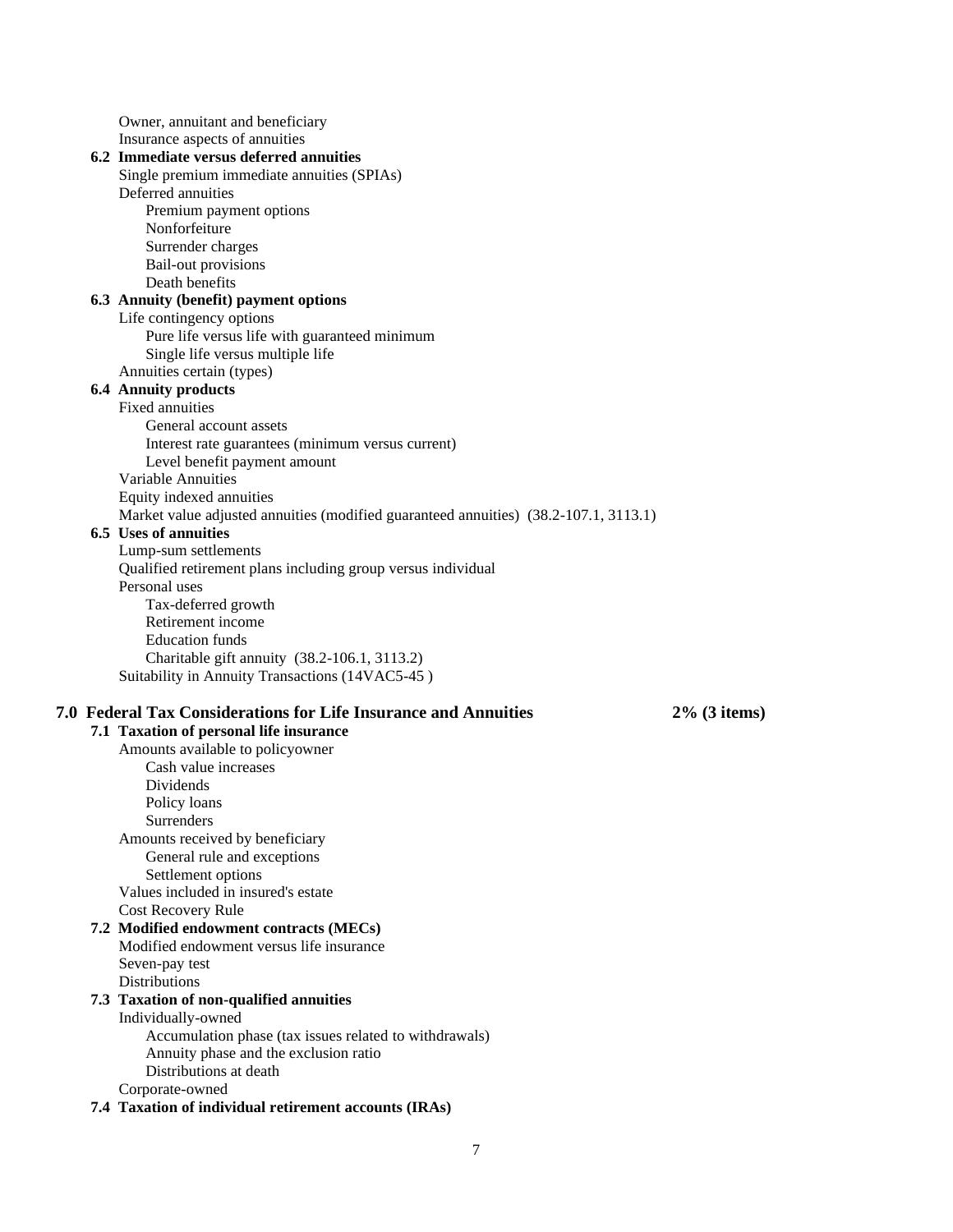- Owner, annuitant and beneficiary
- Insurance aspects of annuities

**6.2 Immediate versus deferred annuities**

- Single premium immediate annuities (SPIAs)
- Deferred annuities
  - Premium payment options
  - Nonforfeiture
  - Surrender charges
  - Bail-out provisions
  - Death benefits

**6.3 Annuity (benefit) payment options**

- Life contingency options
  - Pure life versus life with guaranteed minimum
  - Single life versus multiple life
- Annuities certain (types)

**6.4 Annuity products**

- Fixed annuities
  - General account assets
  - Interest rate guarantees (minimum versus current)
  - Level benefit payment amount
- Variable Annuities
- Equity indexed annuities
- Market value adjusted annuities (modified guaranteed annuities) (38.2-107.1, 3113.1)

**6.5 Uses of annuities**

- Lump-sum settlements
- Qualified retirement plans including group versus individual
- Personal uses
  - Tax-deferred growth
  - Retirement income
  - Education funds
  - Charitable gift annuity (38.2-106.1, 3113.2)
- Suitability in Annuity Transactions (14VAC5-45 )

## 7.0 Federal Tax Considerations for Life Insurance and Annuities — 2% (3 items)

**7.1 Taxation of personal life insurance**

- Amounts available to policyowner
  - Cash value increases
  - Dividends
  - Policy loans
  - Surrenders
- Amounts received by beneficiary
  - General rule and exceptions
  - Settlement options
- Values included in insured's estate
- Cost Recovery Rule

**7.2 Modified endowment contracts (MECs)**

- Modified endowment versus life insurance
- Seven-pay test
- Distributions

**7.3 Taxation of non-qualified annuities**

- Individually-owned
  - Accumulation phase (tax issues related to withdrawals)
  - Annuity phase and the exclusion ratio
  - Distributions at death
- Corporate-owned

**7.4 Taxation of individual retirement accounts (IRAs)**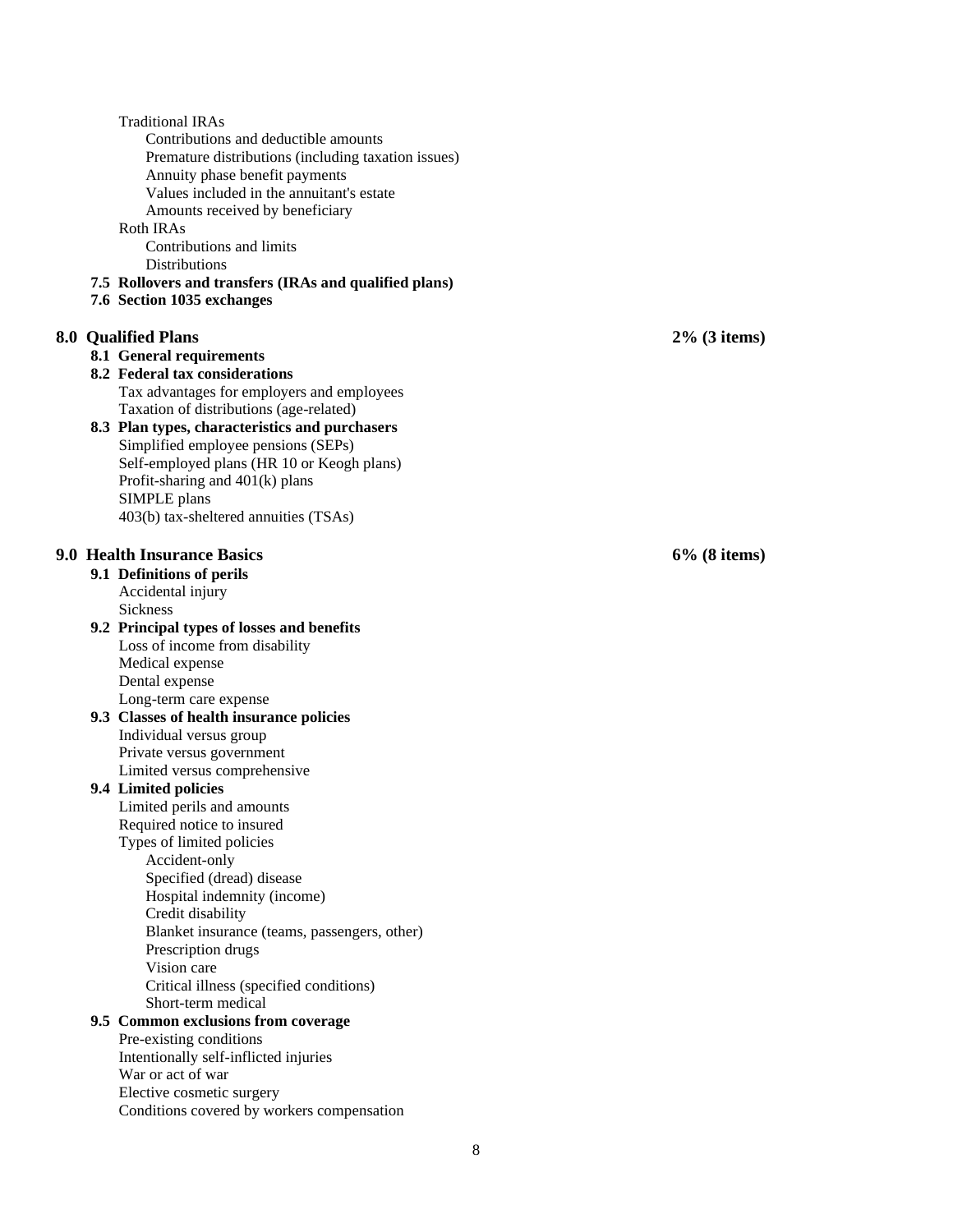- Traditional IRAs
  - Contributions and deductible amounts
  - Premature distributions (including taxation issues)
  - Annuity phase benefit payments
  - Values included in the annuitant's estate
  - Amounts received by beneficiary
- Roth IRAs
  - Contributions and limits
  - Distributions

**7.5 Rollovers and transfers (IRAs and qualified plans)**

**7.6 Section 1035 exchanges**

## 8.0 Qualified Plans — 2% (3 items)

**8.1 General requirements**

**8.2 Federal tax considerations**

- Tax advantages for employers and employees
- Taxation of distributions (age-related)

**8.3 Plan types, characteristics and purchasers**

- Simplified employee pensions (SEPs)
- Self-employed plans (HR 10 or Keogh plans)
- Profit-sharing and 401(k) plans
- SIMPLE plans
- 403(b) tax-sheltered annuities (TSAs)

## 9.0 Health Insurance Basics — 6% (8 items)

**9.1 Definitions of perils**

- Accidental injury
- Sickness

**9.2 Principal types of losses and benefits**

- Loss of income from disability
- Medical expense
- Dental expense
- Long-term care expense

**9.3 Classes of health insurance policies**

- Individual versus group
- Private versus government
- Limited versus comprehensive

**9.4 Limited policies**

- Limited perils and amounts
- Required notice to insured
- Types of limited policies
  - Accident-only
  - Specified (dread) disease
  - Hospital indemnity (income)
  - Credit disability
  - Blanket insurance (teams, passengers, other)
  - Prescription drugs
  - Vision care
  - Critical illness (specified conditions)
  - Short-term medical

**9.5 Common exclusions from coverage**

- Pre-existing conditions
- Intentionally self-inflicted injuries
- War or act of war
- Elective cosmetic surgery
- Conditions covered by workers compensation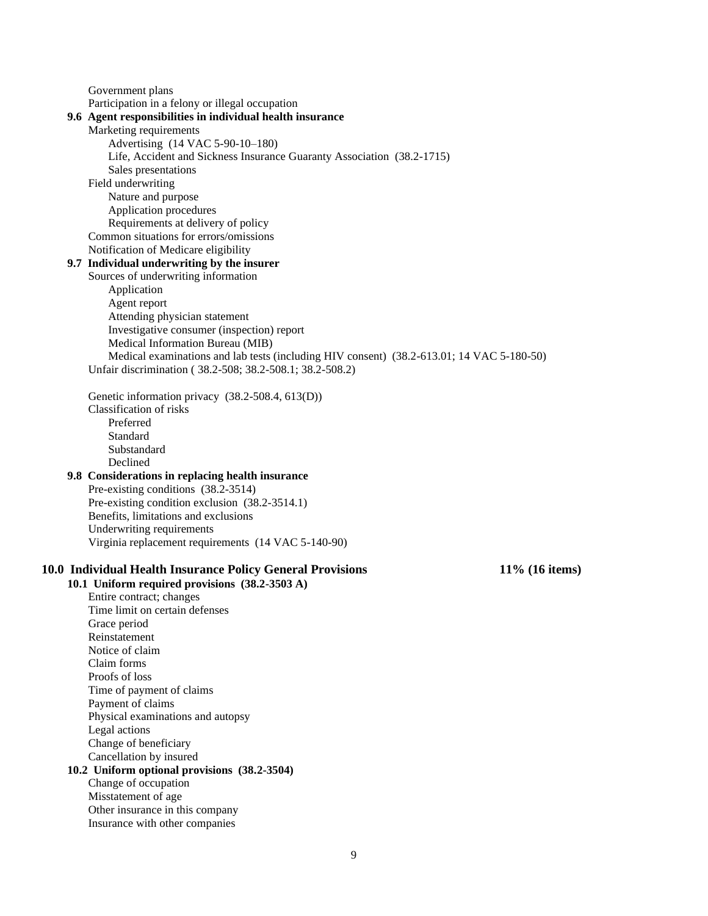- Government plans
- Participation in a felony or illegal occupation

### 9.6 Agent responsibilities in individual health insurance

- Marketing requirements
  - Advertising (14 VAC 5-90-10–180)
  - Life, Accident and Sickness Insurance Guaranty Association (38.2-1715)
  - Sales presentations
- Field underwriting
  - Nature and purpose
  - Application procedures
  - Requirements at delivery of policy
- Common situations for errors/omissions
- Notification of Medicare eligibility

### 9.7 Individual underwriting by the insurer

- Sources of underwriting information
  - Application
  - Agent report
  - Attending physician statement
  - Investigative consumer (inspection) report
  - Medical Information Bureau (MIB)
  - Medical examinations and lab tests (including HIV consent) (38.2-613.01; 14 VAC 5-180-50)
- Unfair discrimination ( 38.2-508; 38.2-508.1; 38.2-508.2)
- Genetic information privacy (38.2-508.4, 613(D))
- Classification of risks
  - Preferred
  - Standard
  - Substandard
  - Declined

### 9.8 Considerations in replacing health insurance

- Pre-existing conditions (38.2-3514)
- Pre-existing condition exclusion (38.2-3514.1)
- Benefits, limitations and exclusions
- Underwriting requirements
- Virginia replacement requirements (14 VAC 5-140-90)

## 10.0 Individual Health Insurance Policy General Provisions — 11% (16 items)

### 10.1 Uniform required provisions (38.2-3503 A)

- Entire contract; changes
- Time limit on certain defenses
- Grace period
- Reinstatement
- Notice of claim
- Claim forms
- Proofs of loss
- Time of payment of claims
- Payment of claims
- Physical examinations and autopsy
- Legal actions
- Change of beneficiary
- Cancellation by insured

### 10.2 Uniform optional provisions (38.2-3504)

- Change of occupation
- Misstatement of age
- Other insurance in this company
- Insurance with other companies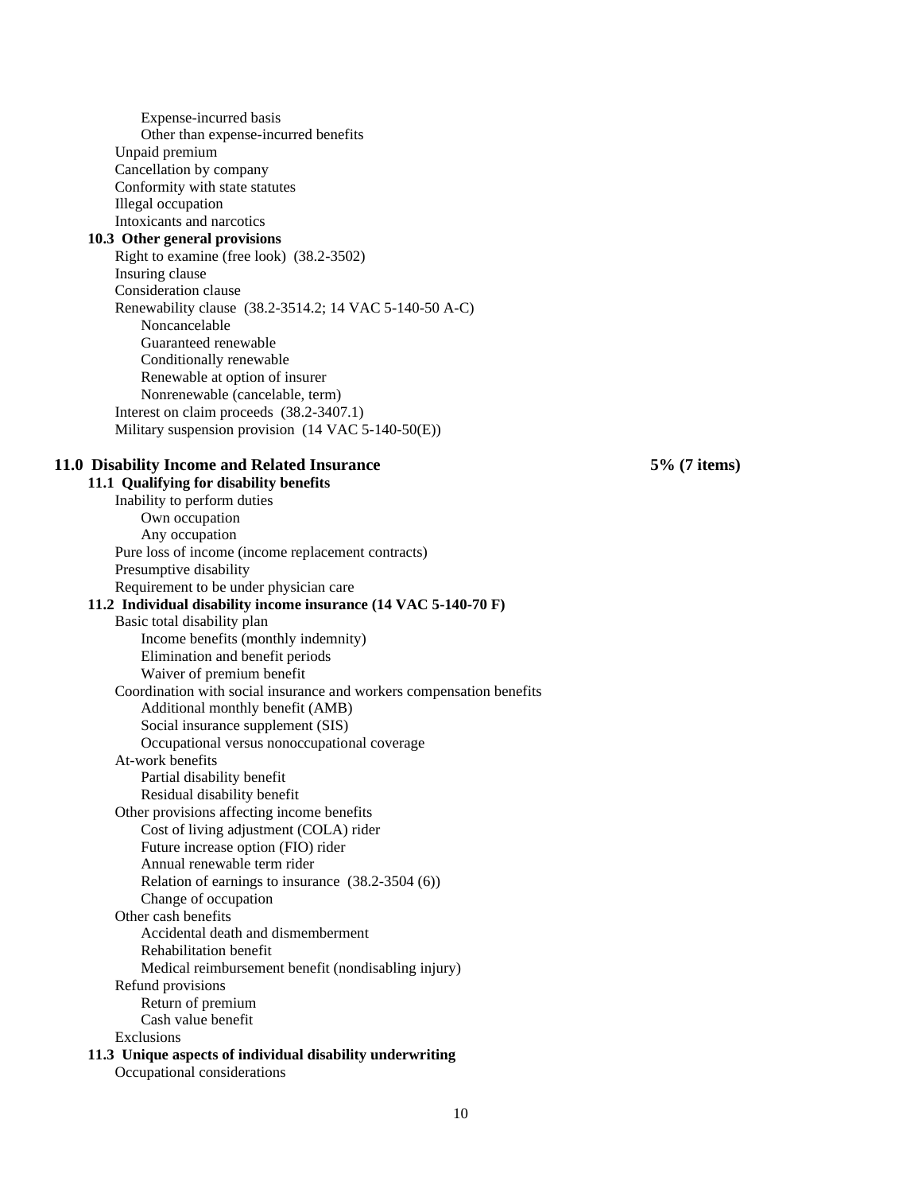- Expense-incurred basis
- Other than expense-incurred benefits

Unpaid premium
Cancellation by company
Conformity with state statutes
Illegal occupation
Intoxicants and narcotics

**10.3 Other general provisions**

Right to examine (free look) (38.2-3502)
Insuring clause
Consideration clause
Renewability clause (38.2-3514.2; 14 VAC 5-140-50 A-C)

- Noncancelable
- Guaranteed renewable
- Conditionally renewable
- Renewable at option of insurer
- Nonrenewable (cancelable, term)

Interest on claim proceeds (38.2-3407.1)
Military suspension provision (14 VAC 5-140-50(E))

## 11.0 Disability Income and Related Insurance — 5% (7 items)

**11.1 Qualifying for disability benefits**

Inability to perform duties

- Own occupation
- Any occupation

Pure loss of income (income replacement contracts)
Presumptive disability
Requirement to be under physician care

**11.2 Individual disability income insurance (14 VAC 5-140-70 F)**

Basic total disability plan

- Income benefits (monthly indemnity)
- Elimination and benefit periods
- Waiver of premium benefit

Coordination with social insurance and workers compensation benefits

- Additional monthly benefit (AMB)
- Social insurance supplement (SIS)
- Occupational versus nonoccupational coverage

At-work benefits

- Partial disability benefit
- Residual disability benefit

Other provisions affecting income benefits

- Cost of living adjustment (COLA) rider
- Future increase option (FIO) rider
- Annual renewable term rider
- Relation of earnings to insurance (38.2-3504 (6))
- Change of occupation

Other cash benefits

- Accidental death and dismemberment
- Rehabilitation benefit
- Medical reimbursement benefit (nondisabling injury)

Refund provisions

- Return of premium
- Cash value benefit

Exclusions

**11.3 Unique aspects of individual disability underwriting**

Occupational considerations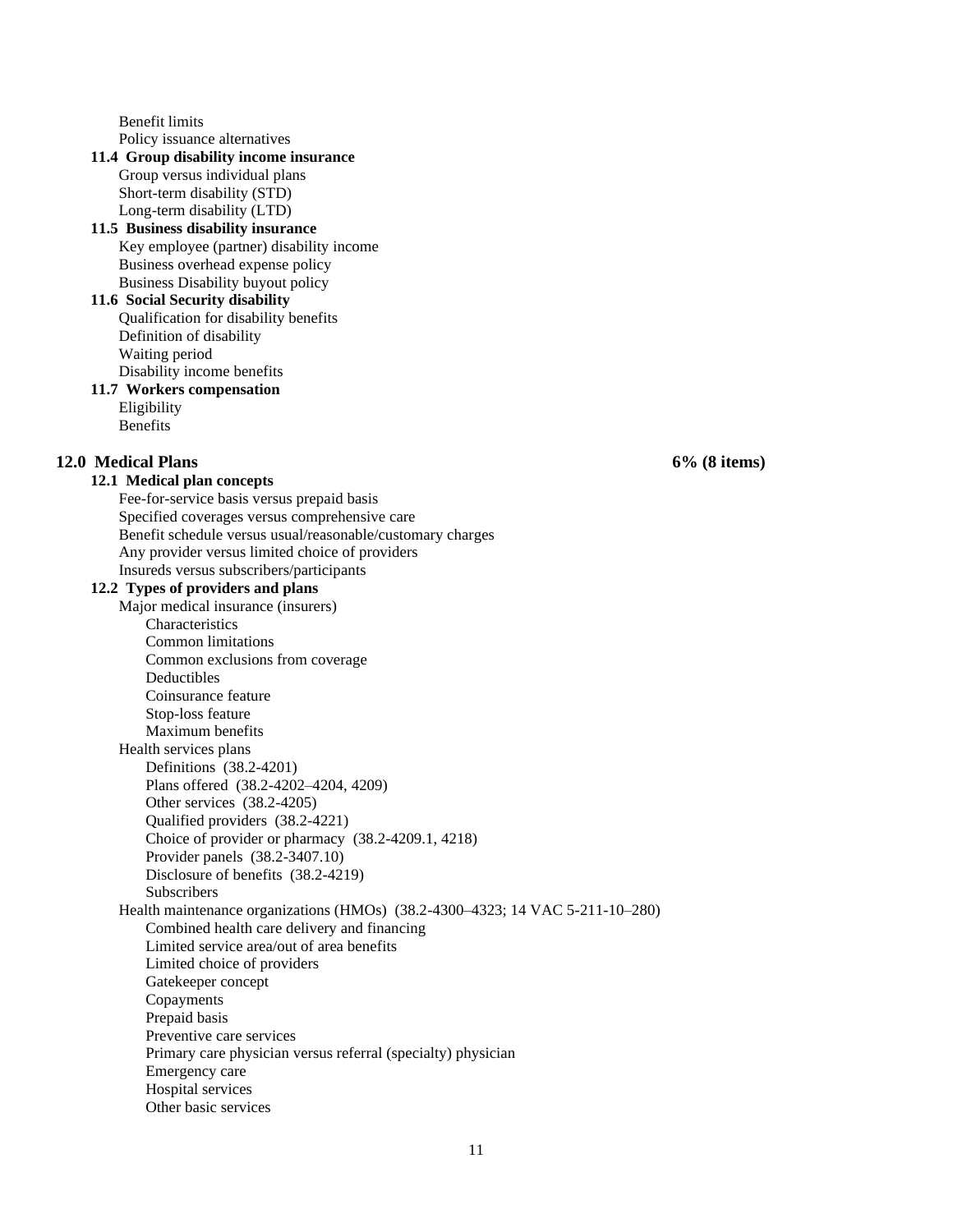- Benefit limits
- Policy issuance alternatives

**11.4 Group disability income insurance**

- Group versus individual plans
- Short-term disability (STD)
- Long-term disability (LTD)

**11.5 Business disability insurance**

- Key employee (partner) disability income
- Business overhead expense policy
- Business Disability buyout policy

**11.6 Social Security disability**

- Qualification for disability benefits
- Definition of disability
- Waiting period
- Disability income benefits

**11.7 Workers compensation**

- Eligibility
- Benefits

## 12.0 Medical Plans — 6% (8 items)

**12.1 Medical plan concepts**

- Fee-for-service basis versus prepaid basis
- Specified coverages versus comprehensive care
- Benefit schedule versus usual/reasonable/customary charges
- Any provider versus limited choice of providers
- Insureds versus subscribers/participants

**12.2 Types of providers and plans**

- Major medical insurance (insurers)
  - Characteristics
  - Common limitations
  - Common exclusions from coverage
  - Deductibles
  - Coinsurance feature
  - Stop-loss feature
  - Maximum benefits
- Health services plans
  - Definitions (38.2-4201)
  - Plans offered (38.2-4202–4204, 4209)
  - Other services (38.2-4205)
  - Qualified providers (38.2-4221)
  - Choice of provider or pharmacy (38.2-4209.1, 4218)
  - Provider panels (38.2-3407.10)
  - Disclosure of benefits (38.2-4219)
  - Subscribers
- Health maintenance organizations (HMOs) (38.2-4300–4323; 14 VAC 5-211-10–280)
  - Combined health care delivery and financing
  - Limited service area/out of area benefits
  - Limited choice of providers
  - Gatekeeper concept
  - Copayments
  - Prepaid basis
  - Preventive care services
  - Primary care physician versus referral (specialty) physician
  - Emergency care
  - Hospital services
  - Other basic services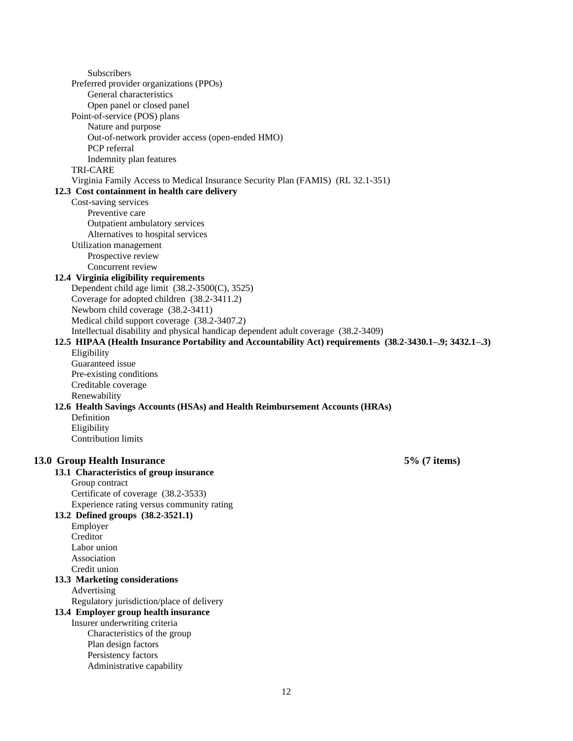- Subscribers
- Preferred provider organizations (PPOs)
  - General characteristics
  - Open panel or closed panel
- Point-of-service (POS) plans
  - Nature and purpose
  - Out-of-network provider access (open-ended HMO)
  - PCP referral
  - Indemnity plan features
- TRI-CARE
- Virginia Family Access to Medical Insurance Security Plan (FAMIS) (RL 32.1-351)

**12.3 Cost containment in health care delivery**

- Cost-saving services
  - Preventive care
  - Outpatient ambulatory services
  - Alternatives to hospital services
- Utilization management
  - Prospective review
  - Concurrent review

**12.4 Virginia eligibility requirements**

- Dependent child age limit (38.2-3500(C), 3525)
- Coverage for adopted children (38.2-3411.2)
- Newborn child coverage (38.2-3411)
- Medical child support coverage (38.2-3407.2)
- Intellectual disability and physical handicap dependent adult coverage (38.2-3409)

**12.5 HIPAA (Health Insurance Portability and Accountability Act) requirements (38.2-3430.1–.9; 3432.1–.3)**

- Eligibility
- Guaranteed issue
- Pre-existing conditions
- Creditable coverage
- Renewability

**12.6 Health Savings Accounts (HSAs) and Health Reimbursement Accounts (HRAs)**

- Definition
- Eligibility
- Contribution limits

## 13.0 Group Health Insurance — 5% (7 items)

**13.1 Characteristics of group insurance**

- Group contract
- Certificate of coverage (38.2-3533)
- Experience rating versus community rating

**13.2 Defined groups (38.2-3521.1)**

- Employer
- Creditor
- Labor union
- Association
- Credit union

**13.3 Marketing considerations**

- Advertising
- Regulatory jurisdiction/place of delivery

**13.4 Employer group health insurance**

- Insurer underwriting criteria
  - Characteristics of the group
  - Plan design factors
  - Persistency factors
  - Administrative capability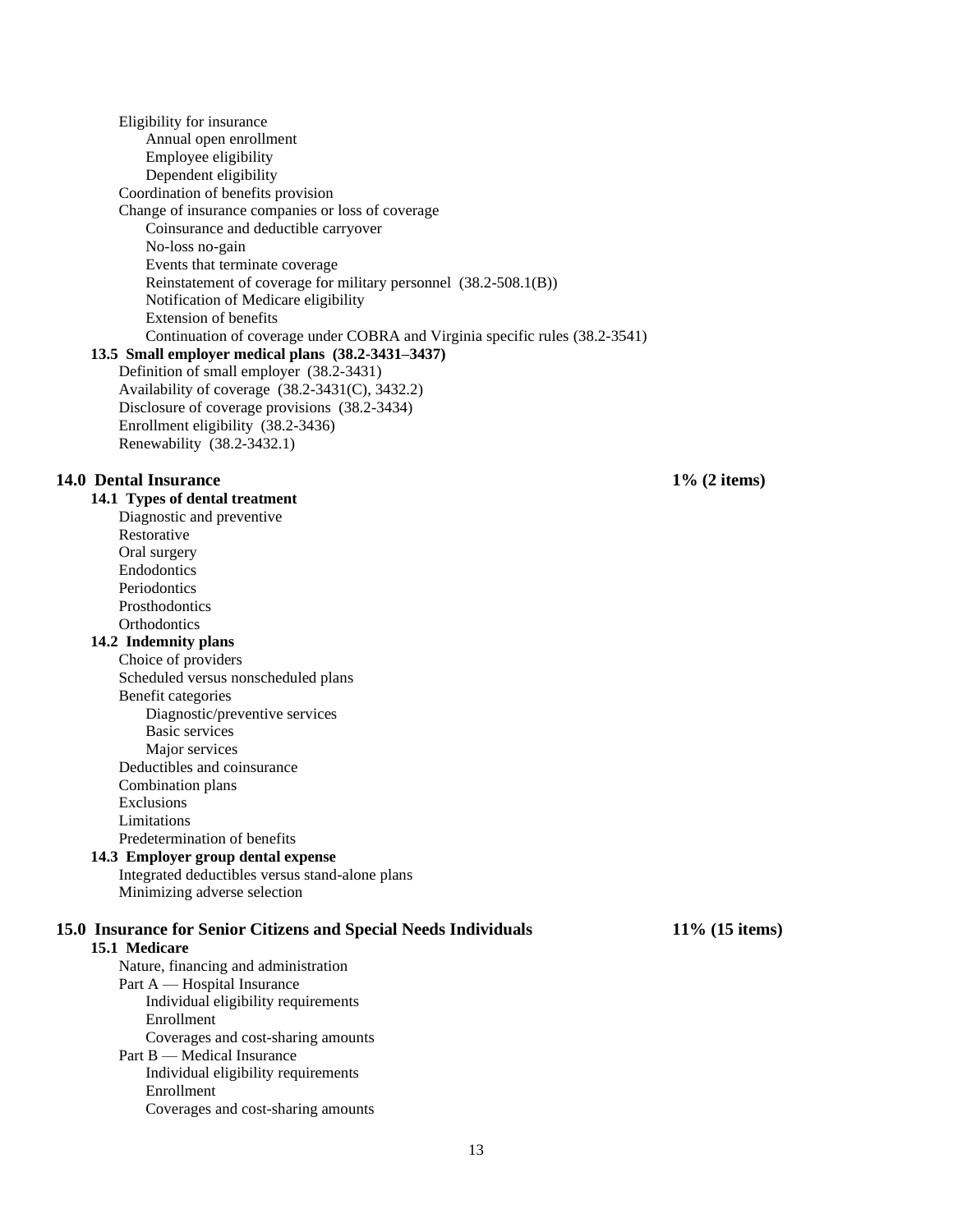- Eligibility for insurance
  - Annual open enrollment
  - Employee eligibility
  - Dependent eligibility
- Coordination of benefits provision
- Change of insurance companies or loss of coverage
  - Coinsurance and deductible carryover
  - No-loss no-gain
  - Events that terminate coverage
  - Reinstatement of coverage for military personnel (38.2-508.1(B))
  - Notification of Medicare eligibility
  - Extension of benefits
  - Continuation of coverage under COBRA and Virginia specific rules (38.2-3541)

### 13.5 Small employer medical plans (38.2-3431–3437)

- Definition of small employer (38.2-3431)
- Availability of coverage (38.2-3431(C), 3432.2)
- Disclosure of coverage provisions (38.2-3434)
- Enrollment eligibility (38.2-3436)
- Renewability (38.2-3432.1)

## 14.0 Dental Insurance — 1% (2 items)

### 14.1 Types of dental treatment

- Diagnostic and preventive
- Restorative
- Oral surgery
- Endodontics
- Periodontics
- Prosthodontics
- Orthodontics

### 14.2 Indemnity plans

- Choice of providers
- Scheduled versus nonscheduled plans
- Benefit categories
  - Diagnostic/preventive services
  - Basic services
  - Major services
- Deductibles and coinsurance
- Combination plans
- Exclusions
- Limitations
- Predetermination of benefits

### 14.3 Employer group dental expense

- Integrated deductibles versus stand-alone plans
- Minimizing adverse selection

## 15.0 Insurance for Senior Citizens and Special Needs Individuals — 11% (15 items)

### 15.1 Medicare

- Nature, financing and administration
- Part A — Hospital Insurance
  - Individual eligibility requirements
  - Enrollment
  - Coverages and cost-sharing amounts
- Part B — Medical Insurance
  - Individual eligibility requirements
  - Enrollment
  - Coverages and cost-sharing amounts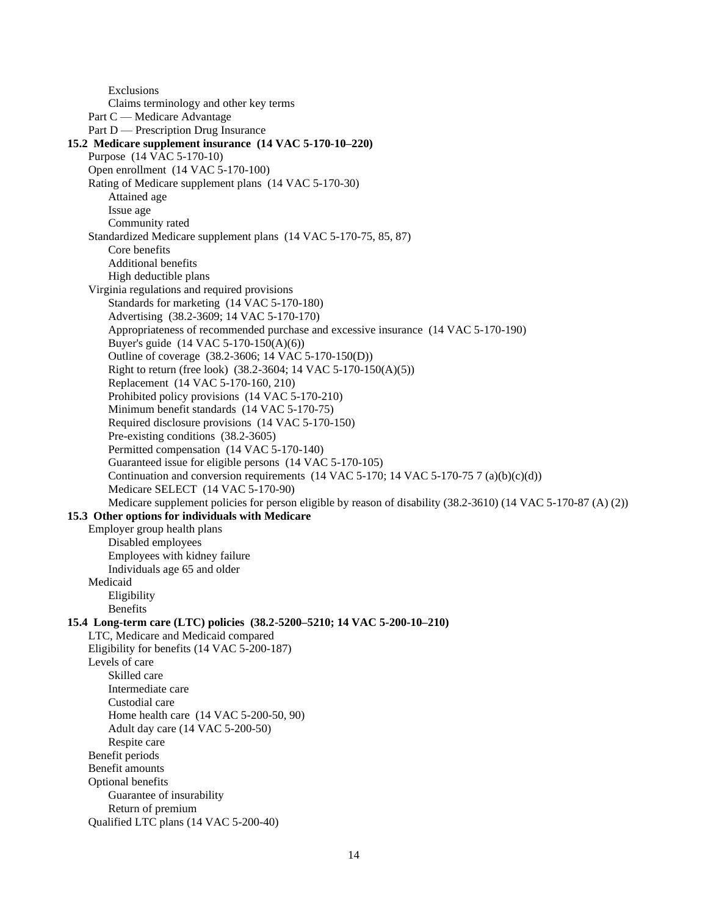- Exclusions
- Claims terminology and other key terms

- Part C — Medicare Advantage
- Part D — Prescription Drug Insurance

**15.2 Medicare supplement insurance (14 VAC 5-170-10–220)**

- Purpose (14 VAC 5-170-10)
- Open enrollment (14 VAC 5-170-100)
- Rating of Medicare supplement plans (14 VAC 5-170-30)
    - Attained age
    - Issue age
    - Community rated
- Standardized Medicare supplement plans (14 VAC 5-170-75, 85, 87)
    - Core benefits
    - Additional benefits
    - High deductible plans
- Virginia regulations and required provisions
    - Standards for marketing (14 VAC 5-170-180)
    - Advertising (38.2-3609; 14 VAC 5-170-170)
    - Appropriateness of recommended purchase and excessive insurance (14 VAC 5-170-190)
    - Buyer's guide (14 VAC 5-170-150(A)(6))
    - Outline of coverage (38.2-3606; 14 VAC 5-170-150(D))
    - Right to return (free look) (38.2-3604; 14 VAC 5-170-150(A)(5))
    - Replacement (14 VAC 5-170-160, 210)
    - Prohibited policy provisions (14 VAC 5-170-210)
    - Minimum benefit standards (14 VAC 5-170-75)
    - Required disclosure provisions (14 VAC 5-170-150)
    - Pre-existing conditions (38.2-3605)
    - Permitted compensation (14 VAC 5-170-140)
    - Guaranteed issue for eligible persons (14 VAC 5-170-105)
    - Continuation and conversion requirements (14 VAC 5-170; 14 VAC 5-170-75 7 (a)(b)(c)(d))
    - Medicare SELECT (14 VAC 5-170-90)
    - Medicare supplement policies for person eligible by reason of disability (38.2-3610) (14 VAC 5-170-87 (A) (2))

**15.3 Other options for individuals with Medicare**

- Employer group health plans
    - Disabled employees
    - Employees with kidney failure
    - Individuals age 65 and older
- Medicaid
    - Eligibility
    - Benefits

**15.4 Long-term care (LTC) policies (38.2-5200–5210; 14 VAC 5-200-10–210)**

- LTC, Medicare and Medicaid compared
- Eligibility for benefits (14 VAC 5-200-187)
- Levels of care
    - Skilled care
    - Intermediate care
    - Custodial care
    - Home health care (14 VAC 5-200-50, 90)
    - Adult day care (14 VAC 5-200-50)
    - Respite care
- Benefit periods
- Benefit amounts
- Optional benefits
    - Guarantee of insurability
    - Return of premium
- Qualified LTC plans (14 VAC 5-200-40)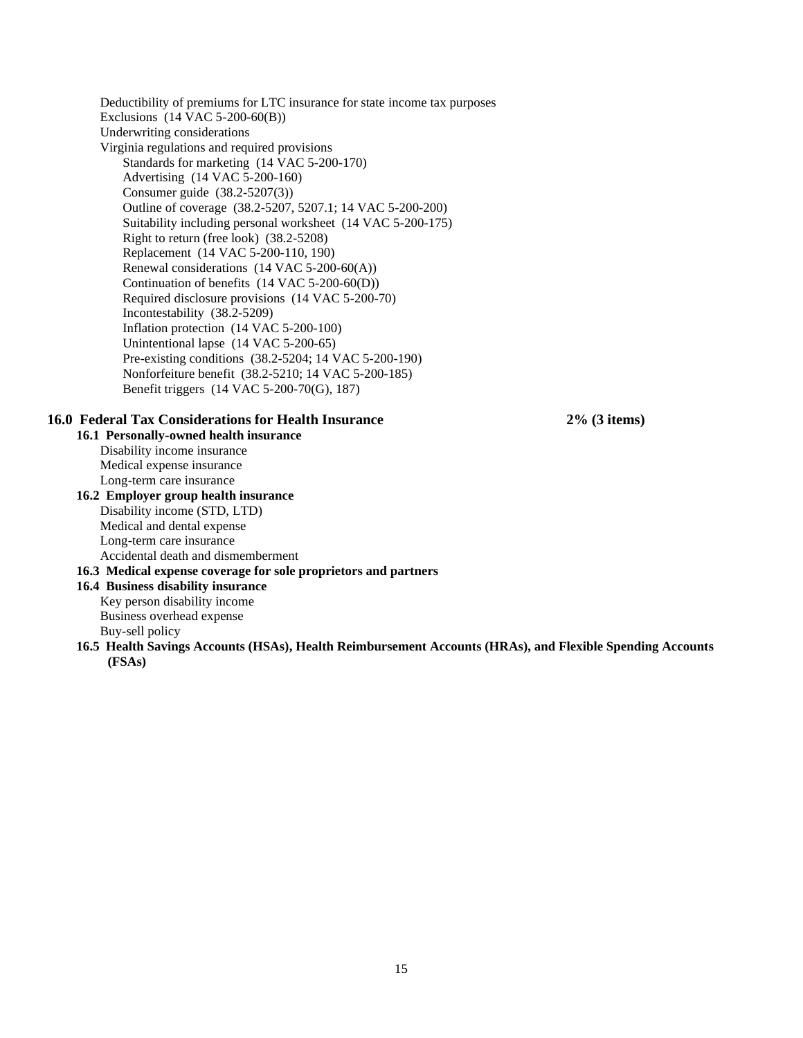- Deductibility of premiums for LTC insurance for state income tax purposes
- Exclusions (14 VAC 5-200-60(B))
- Underwriting considerations
- Virginia regulations and required provisions
  - Standards for marketing (14 VAC 5-200-170)
  - Advertising (14 VAC 5-200-160)
  - Consumer guide (38.2-5207(3))
  - Outline of coverage (38.2-5207, 5207.1; 14 VAC 5-200-200)
  - Suitability including personal worksheet (14 VAC 5-200-175)
  - Right to return (free look) (38.2-5208)
  - Replacement (14 VAC 5-200-110, 190)
  - Renewal considerations (14 VAC 5-200-60(A))
  - Continuation of benefits (14 VAC 5-200-60(D))
  - Required disclosure provisions (14 VAC 5-200-70)
  - Incontestability (38.2-5209)
  - Inflation protection (14 VAC 5-200-100)
  - Unintentional lapse (14 VAC 5-200-65)
  - Pre-existing conditions (38.2-5204; 14 VAC 5-200-190)
  - Nonforfeiture benefit (38.2-5210; 14 VAC 5-200-185)
  - Benefit triggers (14 VAC 5-200-70(G), 187)

## 16.0 Federal Tax Considerations for Health Insurance 2% (3 items)

**16.1 Personally-owned health insurance**
- Disability income insurance
- Medical expense insurance
- Long-term care insurance

**16.2 Employer group health insurance**
- Disability income (STD, LTD)
- Medical and dental expense
- Long-term care insurance
- Accidental death and dismemberment

**16.3 Medical expense coverage for sole proprietors and partners**

**16.4 Business disability insurance**
- Key person disability income
- Business overhead expense
- Buy-sell policy

**16.5 Health Savings Accounts (HSAs), Health Reimbursement Accounts (HRAs), and Flexible Spending Accounts (FSAs)**